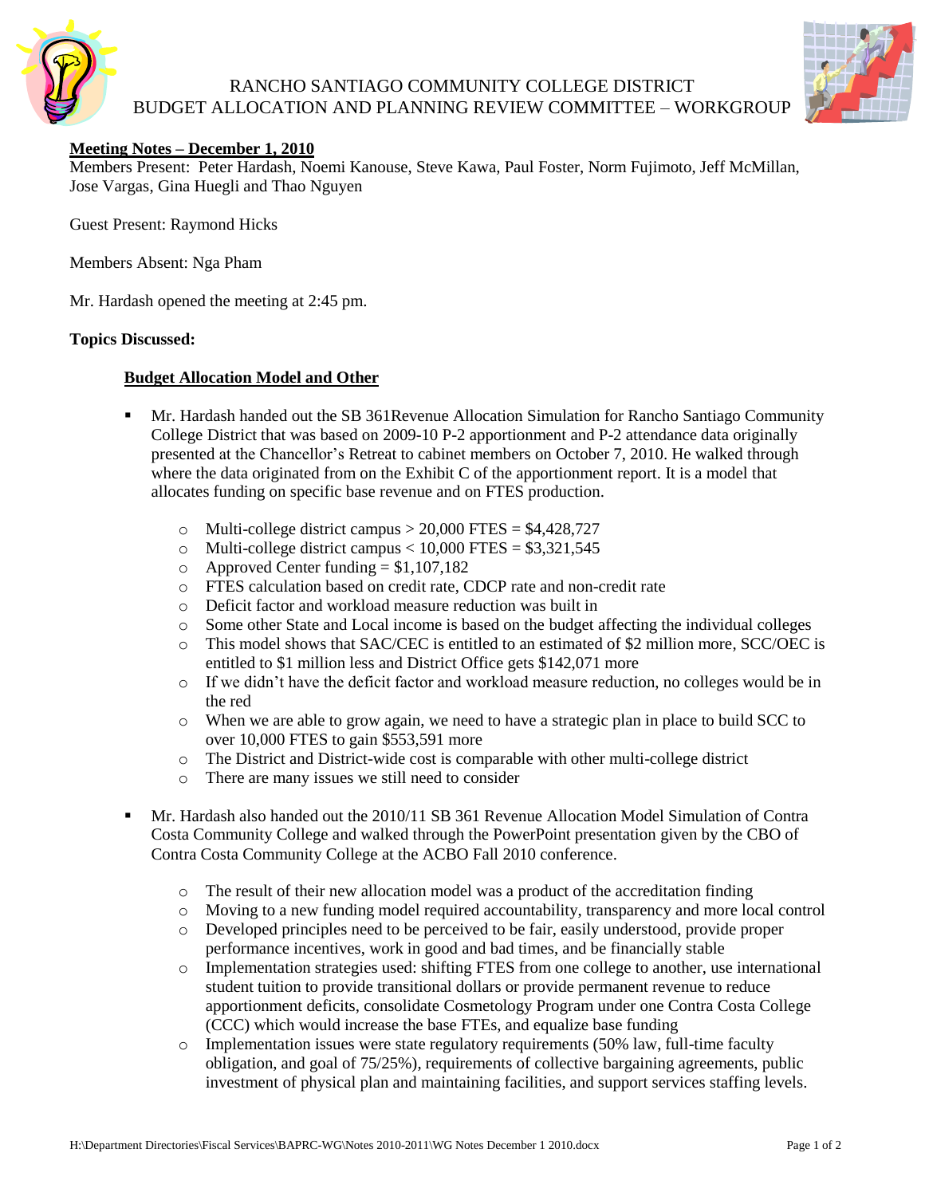# RANCHO SANTIAGO COMMUNITY COLLEGE DISTRICT
## BUDGET ALLOCATION AND PLANNING REVIEW COMMITTEE – WORKGROUP

**Meeting Notes – December 1, 2010**

Members Present: Peter Hardash, Noemi Kanouse, Steve Kawa, Paul Foster, Norm Fujimoto, Jeff McMillan, Jose Vargas, Gina Huegli and Thao Nguyen

Guest Present: Raymond Hicks

Members Absent: Nga Pham

Mr. Hardash opened the meeting at 2:45 pm.

**Topics Discussed:**

**Budget Allocation Model and Other**

- Mr. Hardash handed out the SB 361Revenue Allocation Simulation for Rancho Santiago Community College District that was based on 2009-10 P-2 apportionment and P-2 attendance data originally presented at the Chancellor's Retreat to cabinet members on October 7, 2010. He walked through where the data originated from on the Exhibit C of the apportionment report. It is a model that allocates funding on specific base revenue and on FTES production.
  - Multi-college district campus > 20,000 FTES = $4,428,727
  - Multi-college district campus < 10,000 FTES = $3,321,545
  - Approved Center funding = $1,107,182
  - FTES calculation based on credit rate, CDCP rate and non-credit rate
  - Deficit factor and workload measure reduction was built in
  - Some other State and Local income is based on the budget affecting the individual colleges
  - This model shows that SAC/CEC is entitled to an estimated of $2 million more, SCC/OEC is entitled to $1 million less and District Office gets $142,071 more
  - If we didn't have the deficit factor and workload measure reduction, no colleges would be in the red
  - When we are able to grow again, we need to have a strategic plan in place to build SCC to over 10,000 FTES to gain $553,591 more
  - The District and District-wide cost is comparable with other multi-college district
  - There are many issues we still need to consider

- Mr. Hardash also handed out the 2010/11 SB 361 Revenue Allocation Model Simulation of Contra Costa Community College and walked through the PowerPoint presentation given by the CBO of Contra Costa Community College at the ACBO Fall 2010 conference.
  - The result of their new allocation model was a product of the accreditation finding
  - Moving to a new funding model required accountability, transparency and more local control
  - Developed principles need to be perceived to be fair, easily understood, provide proper performance incentives, work in good and bad times, and be financially stable
  - Implementation strategies used: shifting FTES from one college to another, use international student tuition to provide transitional dollars or provide permanent revenue to reduce apportionment deficits, consolidate Cosmetology Program under one Contra Costa College (CCC) which would increase the base FTEs, and equalize base funding
  - Implementation issues were state regulatory requirements (50% law, full-time faculty obligation, and goal of 75/25%), requirements of collective bargaining agreements, public investment of physical plan and maintaining facilities, and support services staffing levels.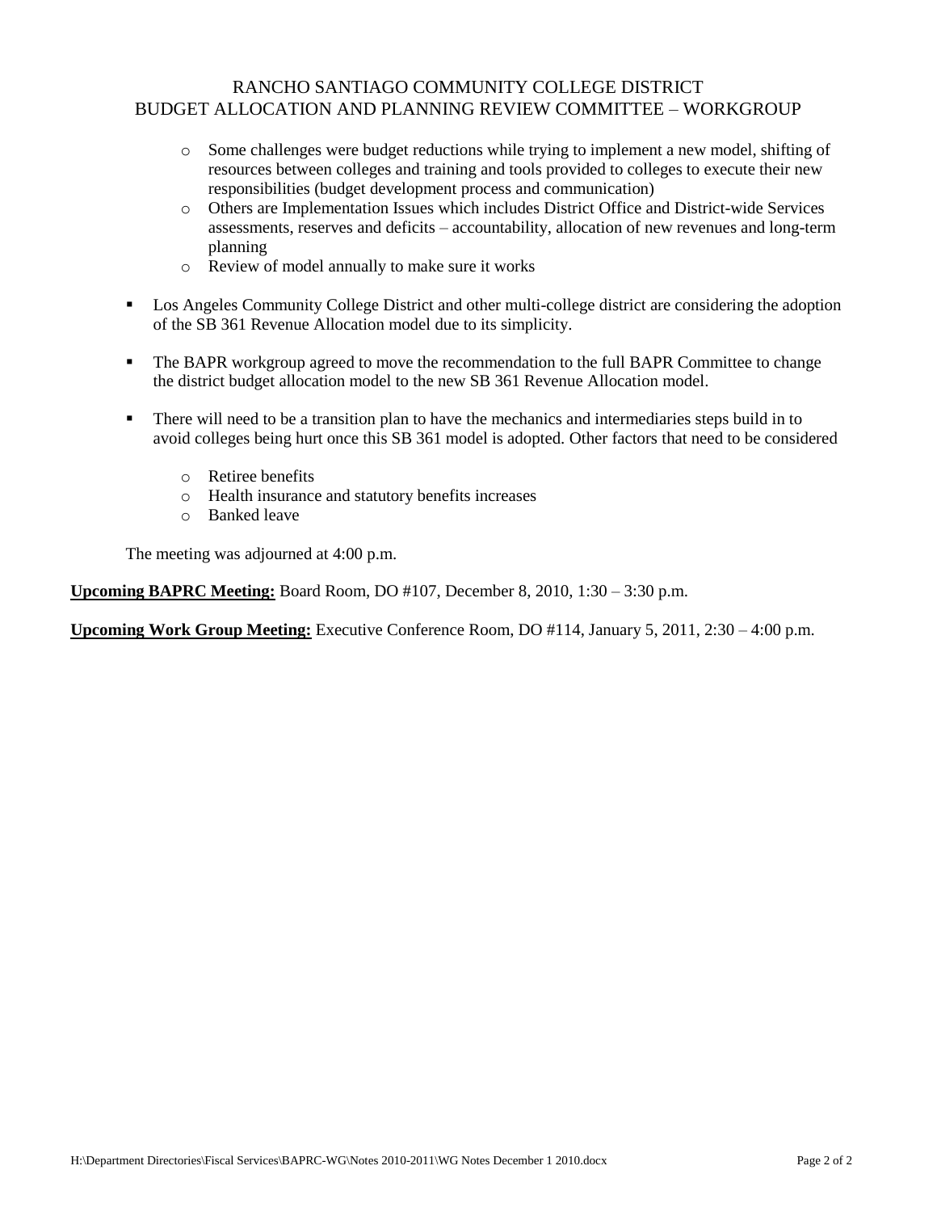RANCHO SANTIAGO COMMUNITY COLLEGE DISTRICT
BUDGET ALLOCATION AND PLANNING REVIEW COMMITTEE – WORKGROUP

  - Some challenges were budget reductions while trying to implement a new model, shifting of resources between colleges and training and tools provided to colleges to execute their new responsibilities (budget development process and communication)
  - Others are Implementation Issues which includes District Office and District-wide Services assessments, reserves and deficits – accountability, allocation of new revenues and long-term planning
  - Review of model annually to make sure it works

- Los Angeles Community College District and other multi-college district are considering the adoption of the SB 361 Revenue Allocation model due to its simplicity.

- The BAPR workgroup agreed to move the recommendation to the full BAPR Committee to change the district budget allocation model to the new SB 361 Revenue Allocation model.

- There will need to be a transition plan to have the mechanics and intermediaries steps build in to avoid colleges being hurt once this SB 361 model is adopted. Other factors that need to be considered

  - Retiree benefits
  - Health insurance and statutory benefits increases
  - Banked leave

The meeting was adjourned at 4:00 p.m.

**Upcoming BAPRC Meeting:** Board Room, DO #107, December 8, 2010, 1:30 – 3:30 p.m.

**Upcoming Work Group Meeting:** Executive Conference Room, DO #114, January 5, 2011, 2:30 – 4:00 p.m.

H:\Department Directories\Fiscal Services\BAPRC-WG\Notes 2010-2011\WG Notes December 1 2010.docx